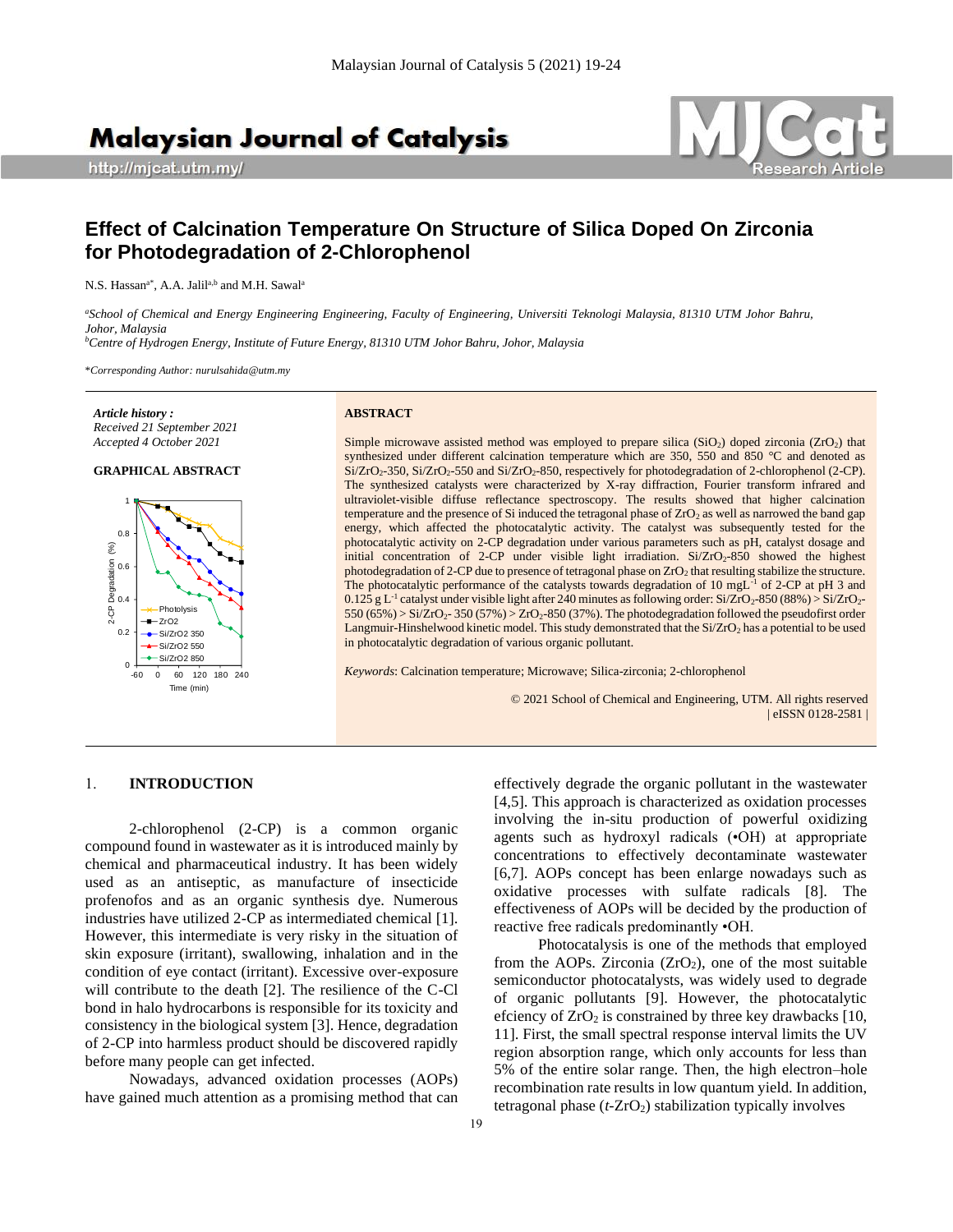# Effect of Calcination Temperature On Structure of Silica Doped On Zirconia for Photodegradation of 2-Chlorophenol

N.S. Hassan[a*], A.A. Jalil[a,b] and M.H. Sawal[a]

[a]*School of Chemical and Energy Engineering Engineering, Faculty of Engineering, Universiti Teknologi Malaysia, 81310 UTM Johor Bahru, Johor, Malaysia*
[b]*Centre of Hydrogen Energy, Institute of Future Energy, 81310 UTM Johor Bahru, Johor, Malaysia*

*\*Corresponding Author: nurulsahida@utm.my*

***Article history :***
*Received 21 September 2021*
*Accepted 4 October 2021*

**GRAPHICAL ABSTRACT**

2-CP Degradation (%)
Time (min)
-60 0 60 120 180 240
0 0.2 0.4 0.6 0.8 1
Photolysis
ZrO2
Si/ZrO2 350
Si/ZrO2 550
Si/ZrO2 850

**ABSTRACT**

Simple microwave assisted method was employed to prepare silica ($SiO_2$) doped zirconia ($ZrO_2$) that synthesized under different calcination temperature which are 350, 550 and 850 °C and denoted as Si/$ZrO_2$-350, Si/$ZrO_2$-550 and Si/$ZrO_2$-850, respectively for photodegradation of 2-chlorophenol (2-CP). The synthesized catalysts were characterized by X-ray diffraction, Fourier transform infrared and ultraviolet-visible diffuse reflectance spectroscopy. The results showed that higher calcination temperature and the presence of Si induced the tetragonal phase of $ZrO_2$ as well as narrowed the band gap energy, which affected the photocatalytic activity. The catalyst was subsequently tested for the photocatalytic activity on 2-CP degradation under various parameters such as pH, catalyst dosage and initial concentration of 2-CP under visible light irradiation. Si/$ZrO_2$-850 showed the highest photodegradation of 2-CP due to presence of tetragonal phase on $ZrO_2$ that resulting stabilize the structure. The photocatalytic performance of the catalysts towards degradation of 10 mgL$^{-1}$ of 2-CP at pH 3 and 0.125 g L$^{-1}$ catalyst under visible light after 240 minutes as following order: Si/$ZrO_2$-850 (88%) > Si/$ZrO_2$-550 (65%) > Si/$ZrO_2$- 350 (57%) > $ZrO_2$-850 (37%). The photodegradation followed the pseudofirst order Langmuir-Hinshelwood kinetic model. This study demonstrated that the Si/$ZrO_2$ has a potential to be used in photocatalytic degradation of various organic pollutant.

*Keywords*: Calcination temperature; Microwave; Silica-zirconia; 2-chlorophenol

© 2021 School of Chemical and Engineering, UTM. All rights reserved
| eISSN 0128-2581 |

## 1. INTRODUCTION

2-chlorophenol (2-CP) is a common organic compound found in wastewater as it is introduced mainly by chemical and pharmaceutical industry. It has been widely used as an antiseptic, as manufacture of insecticide profenofos and as an organic synthesis dye. Numerous industries have utilized 2-CP as intermediated chemical [1]. However, this intermediate is very risky in the situation of skin exposure (irritant), swallowing, inhalation and in the condition of eye contact (irritant). Excessive over-exposure will contribute to the death [2]. The resilience of the C-Cl bond in halo hydrocarbons is responsible for its toxicity and consistency in the biological system [3]. Hence, degradation of 2-CP into harmless product should be discovered rapidly before many people can get infected.

Nowadays, advanced oxidation processes (AOPs) have gained much attention as a promising method that can effectively degrade the organic pollutant in the wastewater [4,5]. This approach is characterized as oxidation processes involving the in-situ production of powerful oxidizing agents such as hydroxyl radicals (•OH) at appropriate concentrations to effectively decontaminate wastewater [6,7]. AOPs concept has been enlarge nowadays such as oxidative processes with sulfate radicals [8]. The effectiveness of AOPs will be decided by the production of reactive free radicals predominantly •OH.

Photocatalysis is one of the methods that employed from the AOPs. Zirconia ($ZrO_2$), one of the most suitable semiconductor photocatalysts, was widely used to degrade of organic pollutants [9]. However, the photocatalytic efciency of $ZrO_2$ is constrained by three key drawbacks [10, 11]. First, the small spectral response interval limits the UV region absorption range, which only accounts for less than 5% of the entire solar range. Then, the high electron–hole recombination rate results in low quantum yield. In addition, tetragonal phase (*t*-$ZrO_2$) stabilization typically involves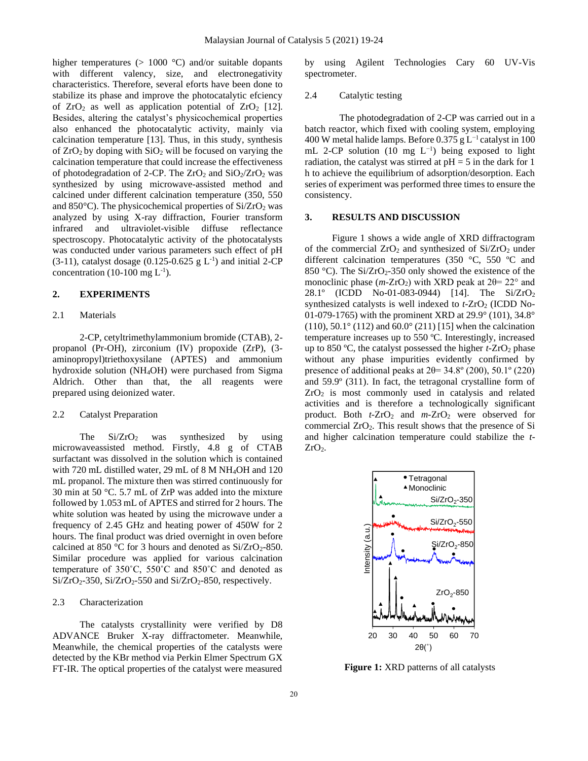higher temperatures (> 1000 °C) and/or suitable dopants with different valency, size, and electronegativity characteristics. Therefore, several eforts have been done to stabilize its phase and improve the photocatalytic efciency of $ZrO_2$ as well as application potential of $ZrO_2$ [12]. Besides, altering the catalyst's physicochemical properties also enhanced the photocatalytic activity, mainly via calcination temperature [13]. Thus, in this study, synthesis of $ZrO_2$ by doping with $SiO_2$ will be focused on varying the calcination temperature that could increase the effectiveness of photodegradation of 2-CP. The $ZrO_2$ and $SiO_2/ZrO_2$ was synthesized by using microwave-assisted method and calcined under different calcination temperature (350, 550 and 850°C). The physicochemical properties of $Si/ZrO_2$ was analyzed by using X-ray diffraction, Fourier transform infrared and ultraviolet-visible diffuse reflectance spectroscopy. Photocatalytic activity of the photocatalysts was conducted under various parameters such effect of pH (3-11), catalyst dosage (0.125-0.625 g $L^{-1}$) and initial 2-CP concentration (10-100 mg $L^{-1}$).

## 2. EXPERIMENTS

### 2.1 Materials

2-CP, cetyltrimethylammonium bromide (CTAB), 2-propanol (Pr-OH), zirconium (IV) propoxide (ZrP), (3-aminopropyl)triethoxysilane (APTES) and ammonium hydroxide solution ($NH_4OH$) were purchased from Sigma Aldrich. Other than that, the all reagents were prepared using deionized water.

### 2.2 Catalyst Preparation

The $Si/ZrO_2$ was synthesized by using microwaveassisted method. Firstly, 4.8 g of CTAB surfactant was dissolved in the solution which is contained with 720 mL distilled water, 29 mL of 8 M $NH_4OH$ and 120 mL propanol. The mixture then was stirred continuously for 30 min at 50 °C. 5.7 mL of ZrP was added into the mixture followed by 1.053 mL of APTES and stirred for 2 hours. The white solution was heated by using the microwave under a frequency of 2.45 GHz and heating power of 450W for 2 hours. The final product was dried overnight in oven before calcined at 850 °C for 3 hours and denoted as $Si/ZrO_2$-850. Similar procedure was applied for various calcination temperature of 350˚C, 550˚C and 850˚C and denoted as $Si/ZrO_2$-350, $Si/ZrO_2$-550 and $Si/ZrO_2$-850, respectively.

### 2.3 Characterization

The catalysts crystallinity were verified by D8 ADVANCE Bruker X-ray diffractometer. Meanwhile, Meanwhile, the chemical properties of the catalysts were detected by the KBr method via Perkin Elmer Spectrum GX FT-IR. The optical properties of the catalyst were measured by using Agilent Technologies Cary 60 UV-Vis spectrometer.

### 2.4 Catalytic testing

The photodegradation of 2-CP was carried out in a batch reactor, which fixed with cooling system, employing 400 W metal halide lamps. Before 0.375 g $L^{-1}$ catalyst in 100 mL 2-CP solution (10 mg $L^{-1}$) being exposed to light radiation, the catalyst was stirred at pH = 5 in the dark for 1 h to achieve the equilibrium of adsorption/desorption. Each series of experiment was performed three times to ensure the consistency.

## 3. RESULTS AND DISCUSSION

Figure 1 shows a wide angle of XRD diffractogram of the commercial $ZrO_2$ and synthesized of $Si/ZrO_2$ under different calcination temperatures (350 °C, 550 ºC and 850 °C). The $Si/ZrO_2$-350 only showed the existence of the monoclinic phase (*m*-$ZrO_2$) with XRD peak at 2θ= 22° and 28.1º (ICDD No-01-083-0944) [14]. The $Si/ZrO_2$ synthesized catalysts is well indexed to *t*-$ZrO_2$ (ICDD No-01-079-1765) with the prominent XRD at 29.9° (101), 34.8° (110), 50.1° (112) and 60.0° (211) [15] when the calcination temperature increases up to 550 ºC. Interestingly, increased up to 850 ºC, the catalyst possessed the higher *t*-$ZrO_2$ phase without any phase impurities evidently confirmed by presence of additional peaks at 2θ= 34.8º (200), 50.1º (220) and 59.9º (311). In fact, the tetragonal crystalline form of $ZrO_2$ is most commonly used in catalysis and related activities and is therefore a technologically significant product. Both *t*-$ZrO_2$ and *m*-$ZrO_2$ were observed for commercial $ZrO_2$. This result shows that the presence of Si and higher calcination temperature could stabilize the *t*-$ZrO_2$.

● Tetragonal
▲ Monoclinic
Si/ZrO2-350
Si/ZrO2-550
Si/ZrO2-850
ZrO2-850
Intensity (a.u.)
20 30 40 50 60 70
2θ(˚)

**Figure 1:** XRD patterns of all catalysts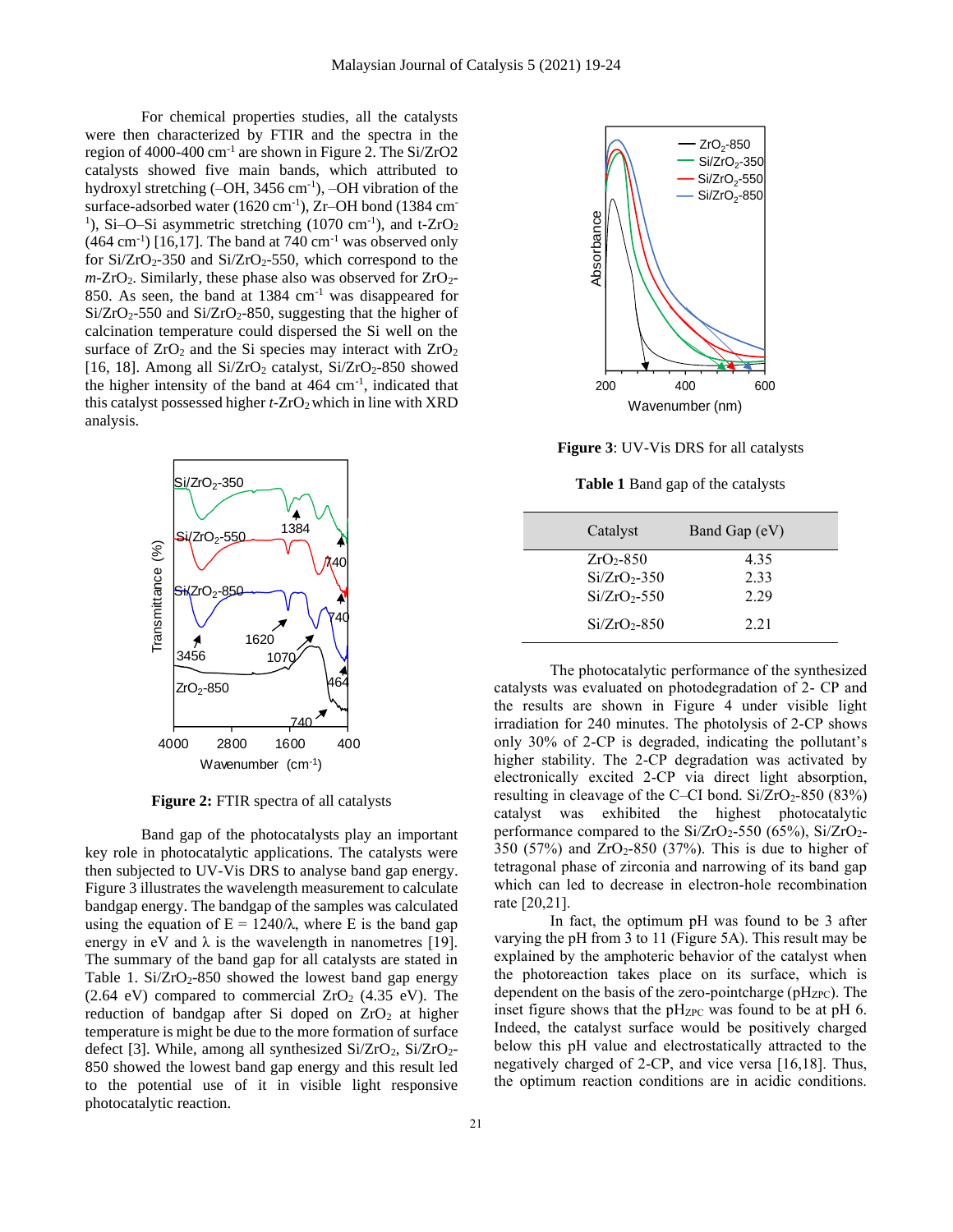For chemical properties studies, all the catalysts were then characterized by FTIR and the spectra in the region of 4000-400 cm$^{-1}$ are shown in Figure 2. The Si/ZrO2 catalysts showed five main bands, which attributed to hydroxyl stretching (–OH, 3456 cm$^{-1}$), –OH vibration of the surface-adsorbed water (1620 cm$^{-1}$), Zr–OH bond (1384 cm$^{-1}$), Si–O–Si asymmetric stretching (1070 cm$^{-1}$), and t-$ZrO_2$ (464 cm$^{-1}$) [16,17]. The band at 740 cm$^{-1}$ was observed only for Si/$ZrO_2$-350 and Si/$ZrO_2$-550, which correspond to the *m*-$ZrO_2$. Similarly, these phase also was observed for $ZrO_2$-850. As seen, the band at 1384 cm$^{-1}$ was disappeared for Si/$ZrO_2$-550 and Si/$ZrO_2$-850, suggesting that the higher of calcination temperature could dispersed the Si well on the surface of $ZrO_2$ and the Si species may interact with $ZrO_2$ [16, 18]. Among all Si/$ZrO_2$ catalyst, Si/$ZrO_2$-850 showed the higher intensity of the band at 464 cm$^{-1}$, indicated that this catalyst possessed higher *t*-$ZrO_2$ which in line with XRD analysis.

Si/ZrO2-350
Si/ZrO2-550
Si/ZrO2-850
ZrO2-850
1384
740
740
464
740
3456
1620
1070
Transmittance (%)
4000 2800 1600 400
Wavenumber (cm-1)

**Figure 2:** FTIR spectra of all catalysts

Band gap of the photocatalysts play an important key role in photocatalytic applications. The catalysts were then subjected to UV-Vis DRS to analyse band gap energy. Figure 3 illustrates the wavelength measurement to calculate bandgap energy. The bandgap of the samples was calculated using the equation of $E = 1240/\lambda$, where E is the band gap energy in eV and $\lambda$ is the wavelength in nanometres [19]. The summary of the band gap for all catalysts are stated in Table 1. Si/$ZrO_2$-850 showed the lowest band gap energy (2.64 eV) compared to commercial $ZrO_2$ (4.35 eV). The reduction of bandgap after Si doped on $ZrO_2$ at higher temperature is might be due to the more formation of surface defect [3]. While, among all synthesized Si/$ZrO_2$, Si/$ZrO_2$-850 showed the lowest band gap energy and this result led to the potential use of it in visible light responsive photocatalytic reaction.

ZrO2-850
Si/ZrO2-350
Si/ZrO2-550
Si/ZrO2-850
Absorbance
200 400 600
Wavenumber (nm)

**Figure 3**: UV-Vis DRS for all catalysts

**Table 1** Band gap of the catalysts

| Catalyst | Band Gap (eV) |
|---|---|
| $ZrO_2$-850 | 4.35 |
| Si/$ZrO_2$-350 | 2.33 |
| Si/$ZrO_2$-550 | 2.29 |
| Si/$ZrO_2$-850 | 2.21 |

The photocatalytic performance of the synthesized catalysts was evaluated on photodegradation of 2- CP and the results are shown in Figure 4 under visible light irradiation for 240 minutes. The photolysis of 2-CP shows only 30% of 2-CP is degraded, indicating the pollutant's higher stability. The 2-CP degradation was activated by electronically excited 2-CP via direct light absorption, resulting in cleavage of the C–Cl bond. Si/$ZrO_2$-850 (83%) catalyst was exhibited the highest photocatalytic performance compared to the Si/$ZrO_2$-550 (65%), Si/$ZrO_2$-350 (57%) and $ZrO_2$-850 (37%). This is due to higher of tetragonal phase of zirconia and narrowing of its band gap which can led to decrease in electron-hole recombination rate [20,21].

In fact, the optimum pH was found to be 3 after varying the pH from 3 to 11 (Figure 5A). This result may be explained by the amphoteric behavior of the catalyst when the photoreaction takes place on its surface, which is dependent on the basis of the zero-pointcharge ($pH_{ZPC}$). The inset figure shows that the $pH_{ZPC}$ was found to be at pH 6. Indeed, the catalyst surface would be positively charged below this pH value and electrostatically attracted to the negatively charged of 2-CP, and vice versa [16,18]. Thus, the optimum reaction conditions are in acidic conditions.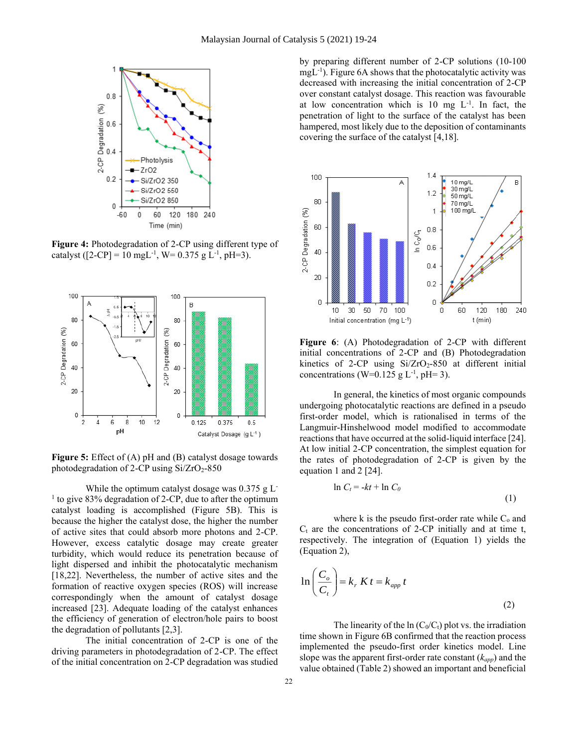1
0.8
0.6
0.4
0.2
0
2-CP Degradation (%)
-60 0 60 120 180 240
Time (min)
Photolysis
ZrO2
Si/ZrO2 350
Si/ZrO2 550
Si/ZrO2 850

**Figure 4:** Photodegradation of 2-CP using different type of catalyst ([2-CP] = 10 mgL$^{-1}$, W= 0.375 g L$^{-1}$, pH=3).

A
100
80
60
40
20
0
2-CP Degradation (%)
2 4 6 8 10 12
pH
ΔpH
pH$_i$

B
100
80
60
40
20
0
2-CP Degradation (%)
0.125 0.375 0.5
Catalyst Dosage (g L$^{-1}$)

**Figure 5:** Effect of (A) pH and (B) catalyst dosage towards photodegradation of 2-CP using Si/ZrO$_2$-850

While the optimum catalyst dosage was 0.375 g L$^{-1}$ to give 83% degradation of 2-CP, due to after the optimum catalyst loading is accomplished (Figure 5B). This is because the higher the catalyst dose, the higher the number of active sites that could absorb more photons and 2-CP. However, excess catalytic dosage may create greater turbidity, which would reduce its penetration because of light dispersed and inhibit the photocatalytic mechanism [18,22]. Nevertheless, the number of active sites and the formation of reactive oxygen species (ROS) will increase correspondingly when the amount of catalyst dosage increased [23]. Adequate loading of the catalyst enhances the efficiency of generation of electron/hole pairs to boost the degradation of pollutants [2,3].

The initial concentration of 2-CP is one of the driving parameters in photodegradation of 2-CP. The effect of the initial concentration on 2-CP degradation was studied by preparing different number of 2-CP solutions (10-100 mgL$^{-1}$). Figure 6A shows that the photocatalytic activity was decreased with increasing the initial concentration of 2-CP over constant catalyst dosage. This reaction was favourable at low concentration which is 10 mg L$^{-1}$. In fact, the penetration of light to the surface of the catalyst has been hampered, most likely due to the deposition of contaminants covering the surface of the catalyst [4,18].

A
100
80
60
40
20
0
2-CP Degradation (%)
10 30 50 70 100
Initial concentration (mg L$^{-1}$)

B
1.4
1.2
1
0.8
0.6
0.4
0.2
0
ln C$_0$/C$_t$
0 60 120 180 240
t (min)
10 mg/L
30 mg/L
50 mg/L
70 mg/L
100 mg/L

**Figure 6**: (A) Photodegradation of 2-CP with different initial concentrations of 2-CP and (B) Photodegradation kinetics of 2-CP using Si/ZrO$_2$-850 at different initial concentrations (W=0.125 g L$^{-1}$, pH= 3).

In general, the kinetics of most organic compounds undergoing photocatalytic reactions are defined in a pseudo first-order model, which is rationalised in terms of the Langmuir-Hinshelwood model modified to accommodate reactions that have occurred at the solid-liquid interface [24]. At low initial 2-CP concentration, the simplest equation for the rates of photodegradation of 2-CP is given by the equation 1 and 2 [24].

$$\ln C_t = -kt + \ln C_0 \tag{1}$$

where k is the pseudo first-order rate while $C_o$ and $C_t$ are the concentrations of 2-CP initially and at time t, respectively. The integration of (Equation 1) yields the (Equation 2),

$$\ln\left(\frac{C_o}{C_t}\right) = k_r\, K\, t = k_{app}\, t \tag{2}$$

The linearity of the ln ($C_0/C_t$) plot vs. the irradiation time shown in Figure 6B confirmed that the reaction process implemented the pseudo-first order kinetics model. Line slope was the apparent first-order rate constant ($k_{app}$) and the value obtained (Table 2) showed an important and beneficial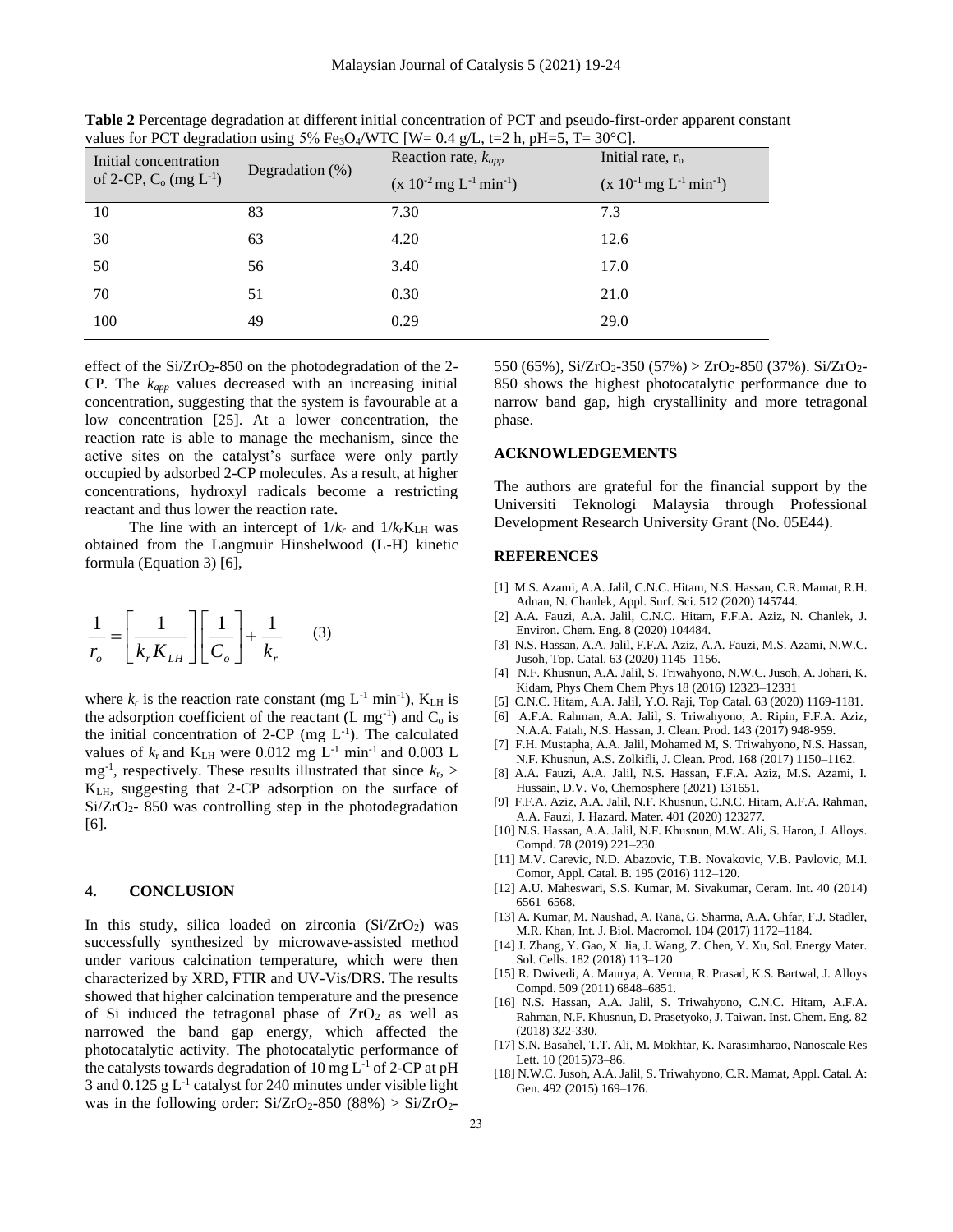**Table 2** Percentage degradation at different initial concentration of PCT and pseudo-first-order apparent constant values for PCT degradation using 5% $Fe_3O_4$/WTC [W= 0.4 g/L, t=2 h, pH=5, T= 30°C].

| Initial concentration of 2-CP, $C_o$ (mg $L^{-1}$) | Degradation (%) | Reaction rate, $k_{app}$ (x $10^{-2}$ mg $L^{-1}$ $min^{-1}$) | Initial rate, $r_o$ (x $10^{-1}$ mg $L^{-1}$ $min^{-1}$) |
|---|---|---|---|
| 10 | 83 | 7.30 | 7.3 |
| 30 | 63 | 4.20 | 12.6 |
| 50 | 56 | 3.40 | 17.0 |
| 70 | 51 | 0.30 | 21.0 |
| 100 | 49 | 0.29 | 29.0 |

effect of the $Si/ZrO_2$-850 on the photodegradation of the 2-CP. The $k_{app}$ values decreased with an increasing initial concentration, suggesting that the system is favourable at a low concentration [25]. At a lower concentration, the reaction rate is able to manage the mechanism, since the active sites on the catalyst's surface were only partly occupied by adsorbed 2-CP molecules. As a result, at higher concentrations, hydroxyl radicals become a restricting reactant and thus lower the reaction rate**.**

The line with an intercept of $1/k_r$ and $1/k_rK_{LH}$ was obtained from the Langmuir Hinshelwood (L-H) kinetic formula (Equation 3) [6],

$$\frac{1}{r_o} = \left[\frac{1}{k_r K_{LH}}\right]\left[\frac{1}{C_o}\right] + \frac{1}{k_r} \qquad (3)$$

where $k_r$ is the reaction rate constant (mg $L^{-1}$ $min^{-1}$), $K_{LH}$ is the adsorption coefficient of the reactant (L $mg^{-1}$) and $C_o$ is the initial concentration of 2-CP (mg $L^{-1}$). The calculated values of $k_r$ and $K_{LH}$ were 0.012 mg $L^{-1}$ $min^{-1}$ and 0.003 L $mg^{-1}$, respectively. These results illustrated that since $k_r$, > $K_{LH}$, suggesting that 2-CP adsorption on the surface of $Si/ZrO_2$- 850 was controlling step in the photodegradation [6].

## 4. CONCLUSION

In this study, silica loaded on zirconia ($Si/ZrO_2$) was successfully synthesized by microwave-assisted method under various calcination temperature, which were then characterized by XRD, FTIR and UV-Vis/DRS. The results showed that higher calcination temperature and the presence of Si induced the tetragonal phase of $ZrO_2$ as well as narrowed the band gap energy, which affected the photocatalytic activity. The photocatalytic performance of the catalysts towards degradation of 10 mg $L^{-1}$ of 2-CP at pH 3 and 0.125 g $L^{-1}$ catalyst for 240 minutes under visible light was in the following order: $Si/ZrO_2$-850 (88%) > $Si/ZrO_2$-550 (65%), $Si/ZrO_2$-350 (57%) > $ZrO_2$-850 (37%). $Si/ZrO_2$-850 shows the highest photocatalytic performance due to narrow band gap, high crystallinity and more tetragonal phase.

## ACKNOWLEDGEMENTS

The authors are grateful for the financial support by the Universiti Teknologi Malaysia through Professional Development Research University Grant (No. 05E44).

## REFERENCES

[1] M.S. Azami, A.A. Jalil, C.N.C. Hitam, N.S. Hassan, C.R. Mamat, R.H. Adnan, N. Chanlek, Appl. Surf. Sci. 512 (2020) 145744.
[2] A.A. Fauzi, A.A. Jalil, C.N.C. Hitam, F.F.A. Aziz, N. Chanlek, J. Environ. Chem. Eng. 8 (2020) 104484.
[3] N.S. Hassan, A.A. Jalil, F.F.A. Aziz, A.A. Fauzi, M.S. Azami, N.W.C. Jusoh, Top. Catal. 63 (2020) 1145–1156.
[4] N.F. Khusnun, A.A. Jalil, S. Triwahyono, N.W.C. Jusoh, A. Johari, K. Kidam, Phys Chem Chem Phys 18 (2016) 12323–12331
[5] C.N.C. Hitam, A.A. Jalil, Y.O. Raji, Top Catal. 63 (2020) 1169-1181.
[6] A.F.A. Rahman, A.A. Jalil, S. Triwahyono, A. Ripin, F.F.A. Aziz, N.A.A. Fatah, N.S. Hassan, J. Clean. Prod. 143 (2017) 948-959.
[7] F.H. Mustapha, A.A. Jalil, Mohamed M, S. Triwahyono, N.S. Hassan, N.F. Khusnun, A.S. Zolkifli, J. Clean. Prod. 168 (2017) 1150–1162.
[8] A.A. Fauzi, A.A. Jalil, N.S. Hassan, F.F.A. Aziz, M.S. Azami, I. Hussain, D.V. Vo, Chemosphere (2021) 131651.
[9] F.F.A. Aziz, A.A. Jalil, N.F. Khusnun, C.N.C. Hitam, A.F.A. Rahman, A.A. Fauzi, J. Hazard. Mater. 401 (2020) 123277.
[10] N.S. Hassan, A.A. Jalil, N.F. Khusnun, M.W. Ali, S. Haron, J. Alloys. Compd. 78 (2019) 221–230.
[11] M.V. Carevic, N.D. Abazovic, T.B. Novakovic, V.B. Pavlovic, M.I. Comor, Appl. Catal. B. 195 (2016) 112–120.
[12] A.U. Maheswari, S.S. Kumar, M. Sivakumar, Ceram. Int. 40 (2014) 6561–6568.
[13] A. Kumar, M. Naushad, A. Rana, G. Sharma, A.A. Ghfar, F.J. Stadler, M.R. Khan, Int. J. Biol. Macromol. 104 (2017) 1172–1184.
[14] J. Zhang, Y. Gao, X. Jia, J. Wang, Z. Chen, Y. Xu, Sol. Energy Mater. Sol. Cells. 182 (2018) 113–120
[15] R. Dwivedi, A. Maurya, A. Verma, R. Prasad, K.S. Bartwal, J. Alloys Compd. 509 (2011) 6848–6851.
[16] N.S. Hassan, A.A. Jalil, S. Triwahyono, C.N.C. Hitam, A.F.A. Rahman, N.F. Khusnun, D. Prasetyoko, J. Taiwan. Inst. Chem. Eng. 82 (2018) 322-330.
[17] S.N. Basahel, T.T. Ali, M. Mokhtar, K. Narasimharao, Nanoscale Res Lett. 10 (2015)73–86.
[18] N.W.C. Jusoh, A.A. Jalil, S. Triwahyono, C.R. Mamat, Appl. Catal. A: Gen. 492 (2015) 169–176.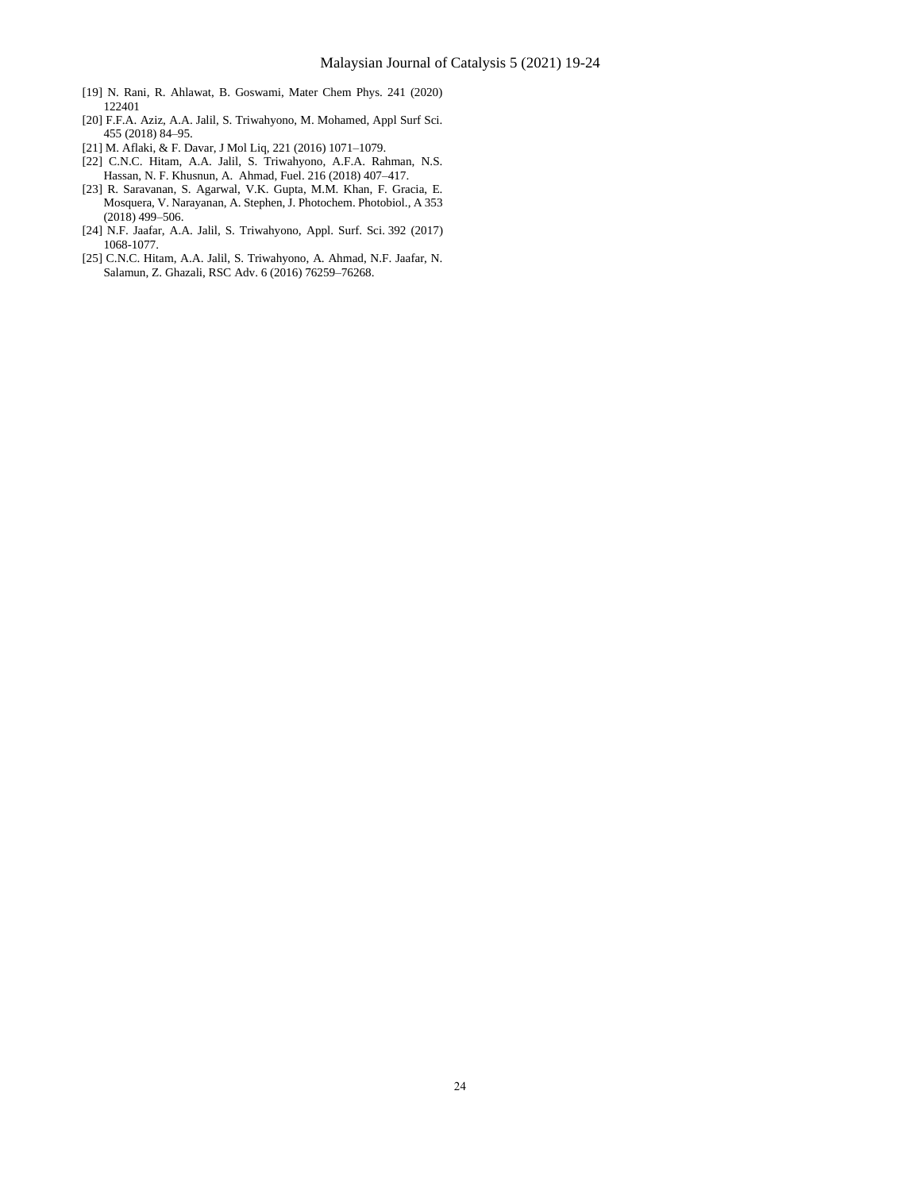[19] N. Rani, R. Ahlawat, B. Goswami, Mater Chem Phys. 241 (2020) 122401

[20] F.F.A. Aziz, A.A. Jalil, S. Triwahyono, M. Mohamed, Appl Surf Sci. 455 (2018) 84–95.

[21] M. Aflaki, & F. Davar, J Mol Liq, 221 (2016) 1071–1079.

[22] C.N.C. Hitam, A.A. Jalil, S. Triwahyono, A.F.A. Rahman, N.S. Hassan, N. F. Khusnun, A. Ahmad, Fuel. 216 (2018) 407–417.

[23] R. Saravanan, S. Agarwal, V.K. Gupta, M.M. Khan, F. Gracia, E. Mosquera, V. Narayanan, A. Stephen, J. Photochem. Photobiol., A 353 (2018) 499–506.

[24] N.F. Jaafar, A.A. Jalil, S. Triwahyono, Appl. Surf. Sci. 392 (2017) 1068-1077.

[25] C.N.C. Hitam, A.A. Jalil, S. Triwahyono, A. Ahmad, N.F. Jaafar, N. Salamun, Z. Ghazali, RSC Adv. 6 (2016) 76259–76268.